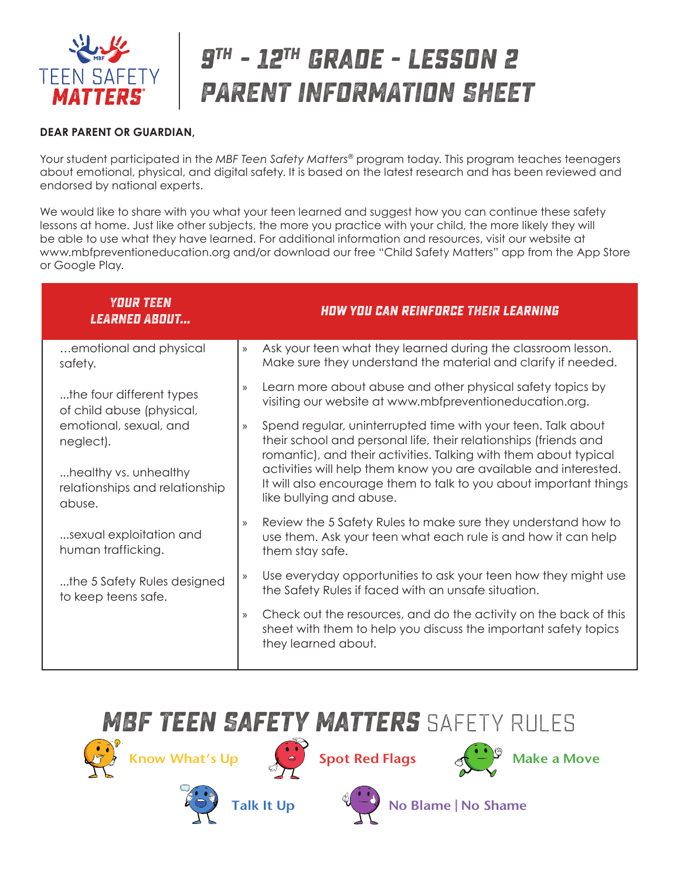# $9^{TH}$ - $12^{TH}$ GRADE - LESSON 2 PARENT INFORMATION SHEET

TEEN SAFETY MATTERS®

**DEAR PARENT OR GUARDIAN,**

Your student participated in the *MBF Teen Safety Matters®* program today. This program teaches teenagers about emotional, physical, and digital safety. It is based on the latest research and has been reviewed and endorsed by national experts.

We would like to share with you what your teen learned and suggest how you can continue these safety lessons at home. Just like other subjects, the more you practice with your child, the more likely they will be able to use what they have learned. For additional information and resources, visit our website at www.mbfpreventioneducation.org and/or download our free "Child Safety Matters" app from the App Store or Google Play.

| YOUR TEEN LEARNED ABOUT... | HOW YOU CAN REINFORCE THEIR LEARNING |
| --- | --- |
| ...emotional and physical safety.<br><br>...the four different types of child abuse (physical, emotional, sexual, and neglect).<br><br>...healthy vs. unhealthy relationships and relationship abuse.<br><br>...sexual exploitation and human trafficking.<br><br>...the 5 Safety Rules designed to keep teens safe. | » Ask your teen what they learned during the classroom lesson. Make sure they understand the material and clarify if needed.<br><br>» Learn more about abuse and other physical safety topics by visiting our website at www.mbfpreventioneducation.org.<br><br>» Spend regular, uninterrupted time with your teen. Talk about their school and personal life, their relationships (friends and romantic), and their activities. Talking with them about typical activities will help them know you are available and interested. It will also encourage them to talk to you about important things like bullying and abuse.<br><br>» Review the 5 Safety Rules to make sure they understand how to use them. Ask your teen what each rule is and how it can help them stay safe.<br><br>» Use everyday opportunities to ask your teen how they might use the Safety Rules if faced with an unsafe situation.<br><br>» Check out the resources, and do the activity on the back of this sheet with them to help you discuss the important safety topics they learned about. |

## MBF TEEN SAFETY MATTERS SAFETY RULES

- Know What's Up
- Spot Red Flags
- Make a Move
- Talk It Up
- No Blame | No Shame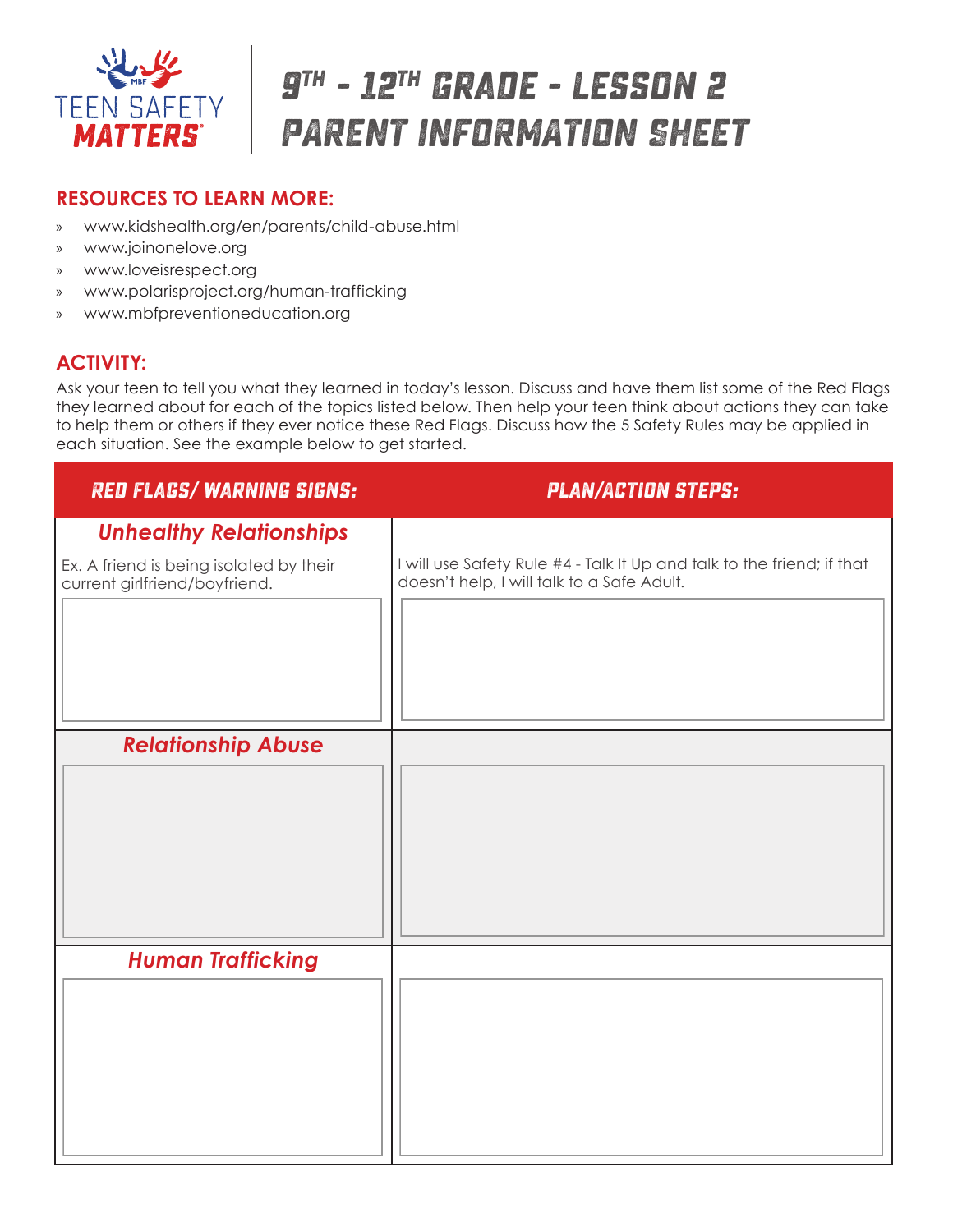TEEN SAFETY MATTERS®

# 9TH - 12TH GRADE - LESSON 2 PARENT INFORMATION SHEET

## RESOURCES TO LEARN MORE:

- www.kidshealth.org/en/parents/child-abuse.html
- www.joinonelove.org
- www.loveisrespect.org
- www.polarisproject.org/human-trafficking
- www.mbfpreventioneducation.org

## ACTIVITY:

Ask your teen to tell you what they learned in today's lesson. Discuss and have them list some of the Red Flags they learned about for each of the topics listed below. Then help your teen think about actions they can take to help them or others if they ever notice these Red Flags. Discuss how the 5 Safety Rules may be applied in each situation. See the example below to get started.

| RED FLAGS/ WARNING SIGNS: | PLAN/ACTION STEPS: |
| --- | --- |
| ***Unhealthy Relationships*** | |
| Ex. A friend is being isolated by their current girlfriend/boyfriend. | I will use Safety Rule #4 - Talk It Up and talk to the friend; if that doesn't help, I will talk to a Safe Adult. |
| | |
| ***Relationship Abuse*** | |
| | |
| ***Human Trafficking*** | |
| | |